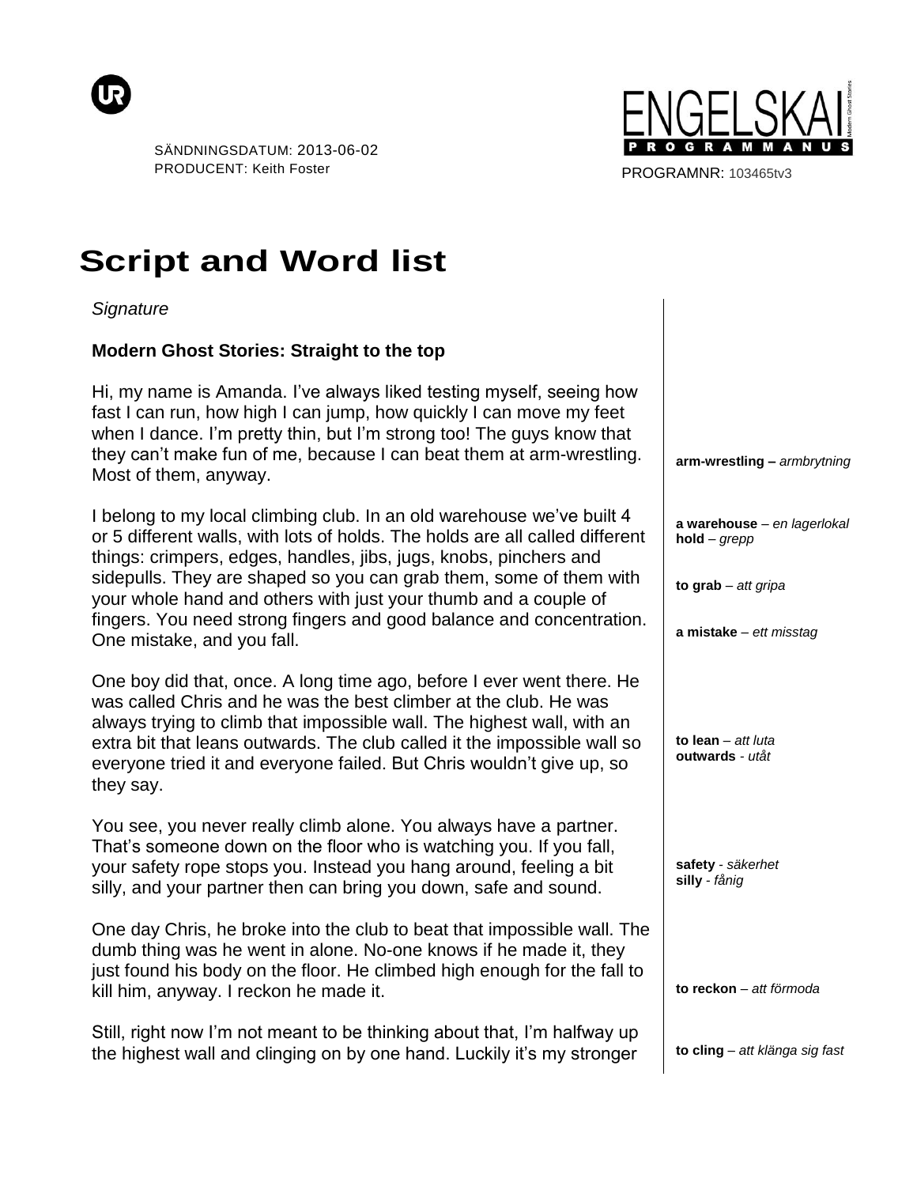SÄNDNINGSDATUM: 2013-06-02
PRODUCENT: Keith Foster

ENGELSKA I
PROGRAMMANUS

PROGRAMNR: 103465tv3

# Script and Word list

*Signature*

**Modern Ghost Stories: Straight to the top**

Hi, my name is Amanda. I've always liked testing myself, seeing how fast I can run, how high I can jump, how quickly I can move my feet when I dance. I'm pretty thin, but I'm strong too! The guys know that they can't make fun of me, because I can beat them at arm-wrestling. Most of them, anyway.

**arm-wrestling –** *armbrytning*

I belong to my local climbing club. In an old warehouse we've built 4 or 5 different walls, with lots of holds. The holds are all called different things: crimpers, edges, handles, jibs, jugs, knobs, pinchers and sidepulls. They are shaped so you can grab them, some of them with your whole hand and others with just your thumb and a couple of fingers. You need strong fingers and good balance and concentration. One mistake, and you fall.

**a warehouse** – *en lagerlokal*
**hold** – *grepp*
**to grab** – *att gripa*
**a mistake** – *ett misstag*

One boy did that, once. A long time ago, before I ever went there. He was called Chris and he was the best climber at the club. He was always trying to climb that impossible wall. The highest wall, with an extra bit that leans outwards. The club called it the impossible wall so everyone tried it and everyone failed. But Chris wouldn't give up, so they say.

**to lean** – *att luta*
**outwards** - *utåt*

You see, you never really climb alone. You always have a partner. That's someone down on the floor who is watching you. If you fall, your safety rope stops you. Instead you hang around, feeling a bit silly, and your partner then can bring you down, safe and sound.

**safety** - *säkerhet*
**silly** - *fånig*

One day Chris, he broke into the club to beat that impossible wall. The dumb thing was he went in alone. No-one knows if he made it, they just found his body on the floor. He climbed high enough for the fall to kill him, anyway. I reckon he made it.

**to reckon** – *att förmoda*

Still, right now I'm not meant to be thinking about that, I'm halfway up the highest wall and clinging on by one hand. Luckily it's my stronger

**to cling** – *att klänga sig fast*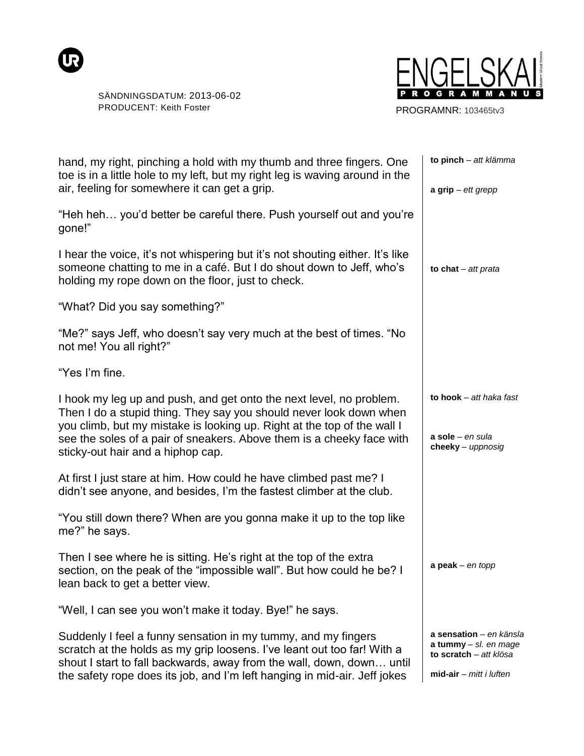hand, my right, pinching a hold with my thumb and three fingers. One toe is in a little hole to my left, but my right leg is waving around in the air, feeling for somewhere it can get a grip.

**to pinch** – *att klämma*

**a grip** – *ett grepp*

"Heh heh… you'd better be careful there. Push yourself out and you're gone!"

I hear the voice, it's not whispering but it's not shouting either. It's like someone chatting to me in a café. But I do shout down to Jeff, who's holding my rope down on the floor, just to check.

**to chat** – *att prata*

"What? Did you say something?"

"Me?" says Jeff, who doesn't say very much at the best of times. "No not me! You all right?"

"Yes I'm fine.

I hook my leg up and push, and get onto the next level, no problem. Then I do a stupid thing. They say you should never look down when you climb, but my mistake is looking up. Right at the top of the wall I see the soles of a pair of sneakers. Above them is a cheeky face with sticky-out hair and a hiphop cap.

**to hook** – *att haka fast*

**a sole** – *en sula*
**cheeky** – *uppnosig*

At first I just stare at him. How could he have climbed past me? I didn't see anyone, and besides, I'm the fastest climber at the club.

"You still down there? When are you gonna make it up to the top like me?" he says.

Then I see where he is sitting. He's right at the top of the extra section, on the peak of the "impossible wall". But how could he be? I lean back to get a better view.

**a peak** – *en topp*

"Well, I can see you won't make it today. Bye!" he says.

Suddenly I feel a funny sensation in my tummy, and my fingers scratch at the holds as my grip loosens. I've leant out too far! With a shout I start to fall backwards, away from the wall, down, down… until the safety rope does its job, and I'm left hanging in mid-air. Jeff jokes

**a sensation** – *en känsla*
**a tummy** – *sl. en mage*
**to scratch** – *att klösa*

**mid-air** – *mitt i luften*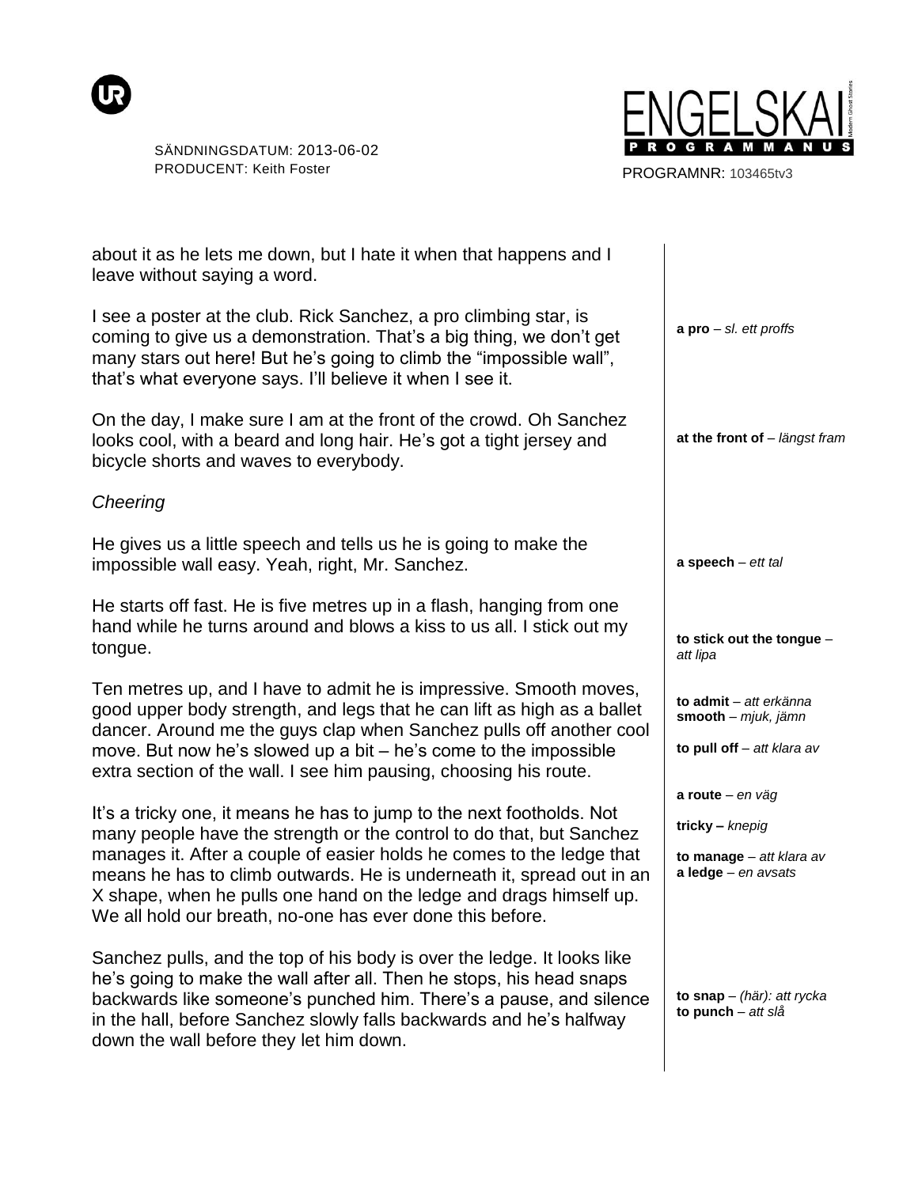about it as he lets me down, but I hate it when that happens and I leave without saying a word.

I see a poster at the club. Rick Sanchez, a pro climbing star, is coming to give us a demonstration. That's a big thing, we don't get many stars out here! But he's going to climb the "impossible wall", that's what everyone says. I'll believe it when I see it.

**a pro** – *sl. ett proffs*

On the day, I make sure I am at the front of the crowd. Oh Sanchez looks cool, with a beard and long hair. He's got a tight jersey and bicycle shorts and waves to everybody.

**at the front of** – *längst fram*

*Cheering*

He gives us a little speech and tells us he is going to make the impossible wall easy. Yeah, right, Mr. Sanchez.

**a speech** – *ett tal*

He starts off fast. He is five metres up in a flash, hanging from one hand while he turns around and blows a kiss to us all. I stick out my tongue.

**to stick out the tongue** – *att lipa*

Ten metres up, and I have to admit he is impressive. Smooth moves, good upper body strength, and legs that he can lift as high as a ballet dancer. Around me the guys clap when Sanchez pulls off another cool move. But now he's slowed up a bit – he's come to the impossible extra section of the wall. I see him pausing, choosing his route.

**to admit** – *att erkänna*
**smooth** – *mjuk, jämn*

**to pull off** – *att klara av*

**a route** – *en väg*

It's a tricky one, it means he has to jump to the next footholds. Not many people have the strength or the control to do that, but Sanchez manages it. After a couple of easier holds he comes to the ledge that means he has to climb outwards. He is underneath it, spread out in an X shape, when he pulls one hand on the ledge and drags himself up. We all hold our breath, no-one has ever done this before.

**tricky –** *knepig*

**to manage** – *att klara av*
**a ledge** – *en avsats*

Sanchez pulls, and the top of his body is over the ledge. It looks like he's going to make the wall after all. Then he stops, his head snaps backwards like someone's punched him. There's a pause, and silence in the hall, before Sanchez slowly falls backwards and he's halfway down the wall before they let him down.

**to snap** – *(här): att rycka*
**to punch** – *att slå*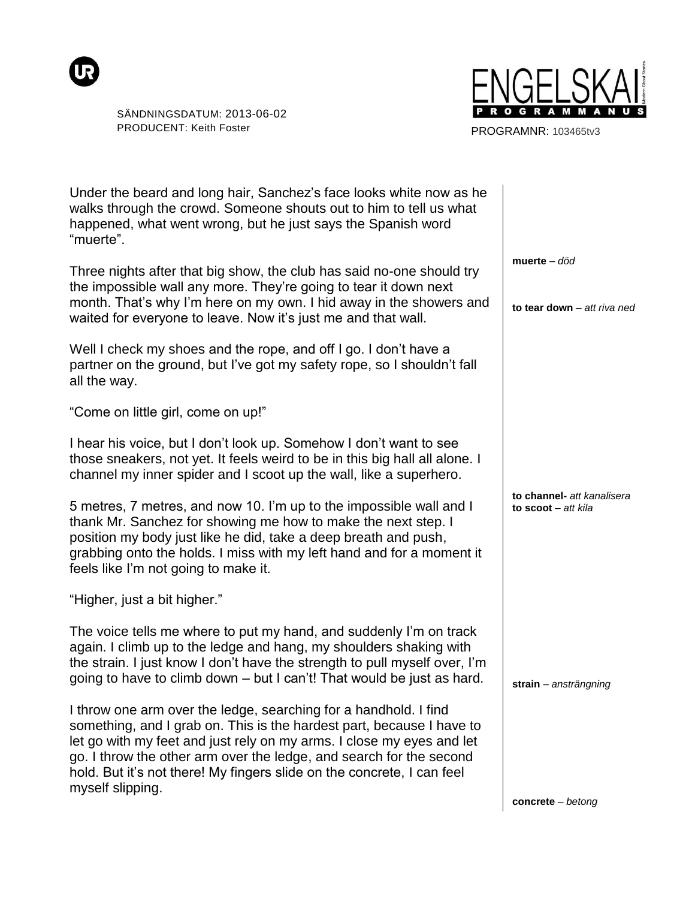Under the beard and long hair, Sanchez's face looks white now as he walks through the crowd. Someone shouts out to him to tell us what happened, what went wrong, but he just says the Spanish word "muerte".

**muerte** – *död*

Three nights after that big show, the club has said no-one should try the impossible wall any more. They're going to tear it down next month. That's why I'm here on my own. I hid away in the showers and waited for everyone to leave. Now it's just me and that wall.

**to tear down** – *att riva ned*

Well I check my shoes and the rope, and off I go. I don't have a partner on the ground, but I've got my safety rope, so I shouldn't fall all the way.

"Come on little girl, come on up!"

I hear his voice, but I don't look up. Somehow I don't want to see those sneakers, not yet. It feels weird to be in this big hall all alone. I channel my inner spider and I scoot up the wall, like a superhero.

**to channel-** *att kanalisera*
**to scoot** – *att kila*

5 metres, 7 metres, and now 10. I'm up to the impossible wall and I thank Mr. Sanchez for showing me how to make the next step. I position my body just like he did, take a deep breath and push, grabbing onto the holds. I miss with my left hand and for a moment it feels like I'm not going to make it.

"Higher, just a bit higher."

The voice tells me where to put my hand, and suddenly I'm on track again. I climb up to the ledge and hang, my shoulders shaking with the strain. I just know I don't have the strength to pull myself over, I'm going to have to climb down – but I can't! That would be just as hard.

**strain** – *ansträngning*

I throw one arm over the ledge, searching for a handhold. I find something, and I grab on. This is the hardest part, because I have to let go with my feet and just rely on my arms. I close my eyes and let go. I throw the other arm over the ledge, and search for the second hold. But it's not there! My fingers slide on the concrete, I can feel myself slipping.

**concrete** – *betong*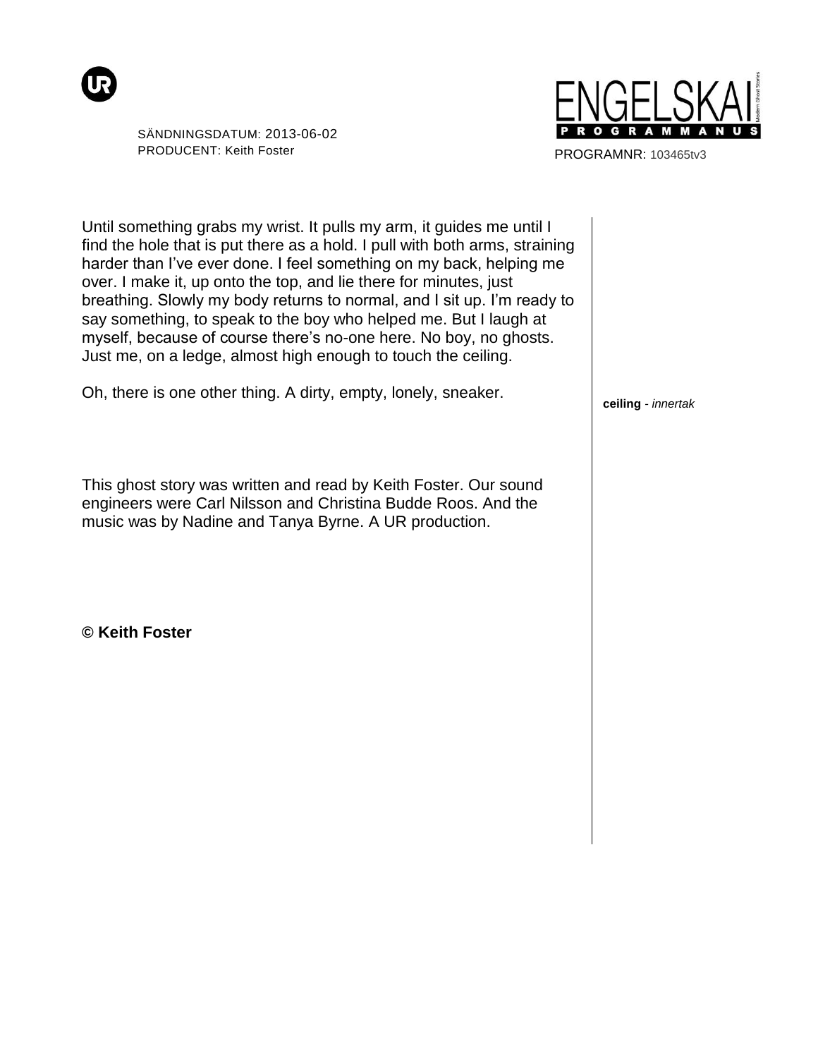Until something grabs my wrist. It pulls my arm, it guides me until I find the hole that is put there as a hold. I pull with both arms, straining harder than I've ever done. I feel something on my back, helping me over. I make it, up onto the top, and lie there for minutes, just breathing. Slowly my body returns to normal, and I sit up. I'm ready to say something, to speak to the boy who helped me. But I laugh at myself, because of course there's no-one here. No boy, no ghosts. Just me, on a ledge, almost high enough to touch the ceiling.

Oh, there is one other thing. A dirty, empty, lonely, sneaker.

**ceiling** - *innertak*

This ghost story was written and read by Keith Foster. Our sound engineers were Carl Nilsson and Christina Budde Roos. And the music was by Nadine and Tanya Byrne. A UR production.

**© Keith Foster**